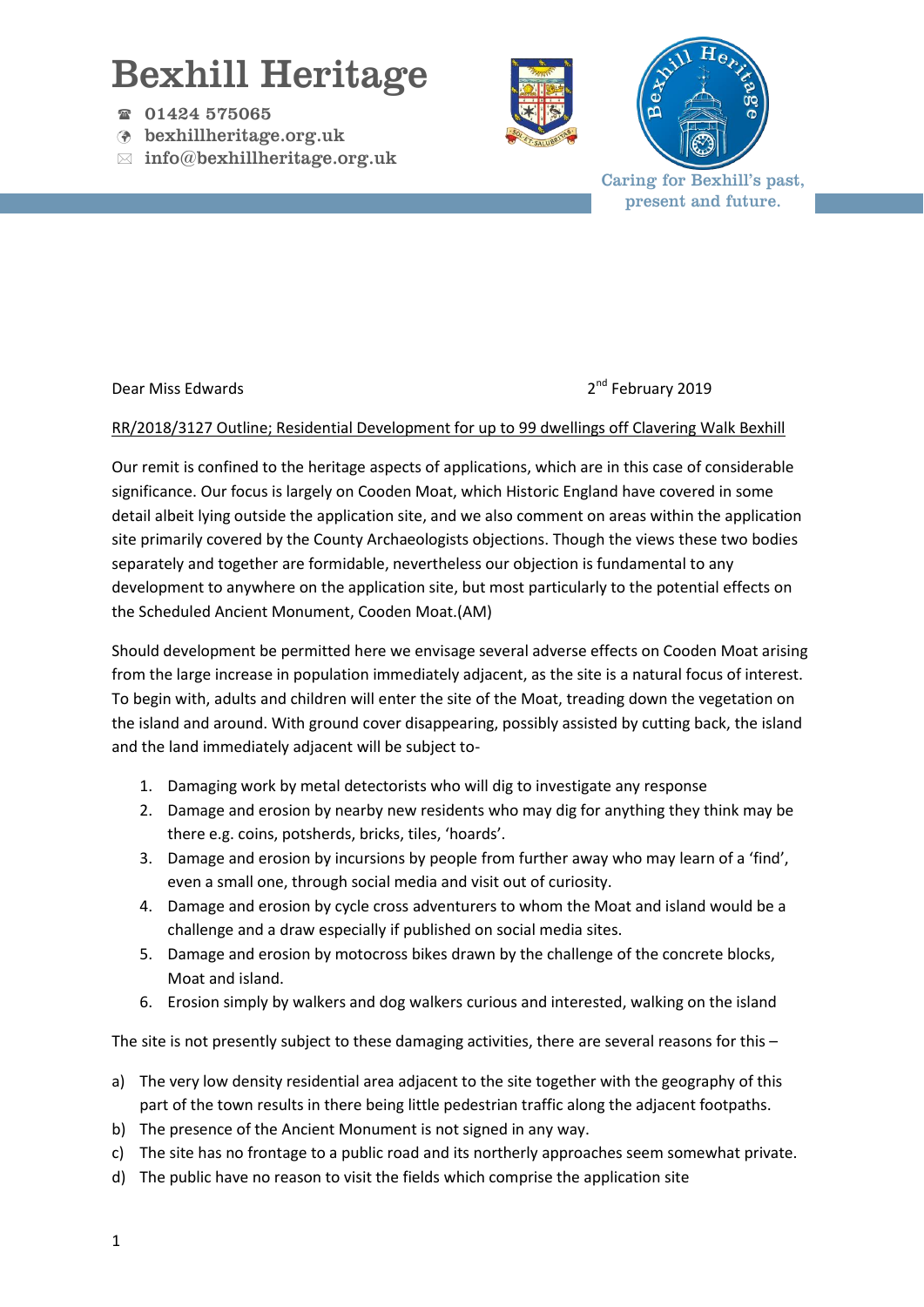# Bexhill Heritage

☎ 01424 575065
bexhillheritage.org.uk
✉ info@bexhillheritage.org.uk

Caring for Bexhill's past, present and future.

Dear Miss Edwards

2nd February 2019

RR/2018/3127 Outline; Residential Development for up to 99 dwellings off Clavering Walk Bexhill

Our remit is confined to the heritage aspects of applications, which are in this case of considerable significance. Our focus is largely on Cooden Moat, which Historic England have covered in some detail albeit lying outside the application site, and we also comment on areas within the application site primarily covered by the County Archaeologists objections. Though the views these two bodies separately and together are formidable, nevertheless our objection is fundamental to any development to anywhere on the application site, but most particularly to the potential effects on the Scheduled Ancient Monument, Cooden Moat.(AM)

Should development be permitted here we envisage several adverse effects on Cooden Moat arising from the large increase in population immediately adjacent, as the site is a natural focus of interest. To begin with, adults and children will enter the site of the Moat, treading down the vegetation on the island and around. With ground cover disappearing, possibly assisted by cutting back, the island and the land immediately adjacent will be subject to-

1. Damaging work by metal detectorists who will dig to investigate any response
2. Damage and erosion by nearby new residents who may dig for anything they think may be there e.g. coins, potsherds, bricks, tiles, 'hoards'.
3. Damage and erosion by incursions by people from further away who may learn of a 'find', even a small one, through social media and visit out of curiosity.
4. Damage and erosion by cycle cross adventurers to whom the Moat and island would be a challenge and a draw especially if published on social media sites.
5. Damage and erosion by motocross bikes drawn by the challenge of the concrete blocks, Moat and island.
6. Erosion simply by walkers and dog walkers curious and interested, walking on the island

The site is not presently subject to these damaging activities, there are several reasons for this –

a) The very low density residential area adjacent to the site together with the geography of this part of the town results in there being little pedestrian traffic along the adjacent footpaths.
b) The presence of the Ancient Monument is not signed in any way.
c) The site has no frontage to a public road and its northerly approaches seem somewhat private.
d) The public have no reason to visit the fields which comprise the application site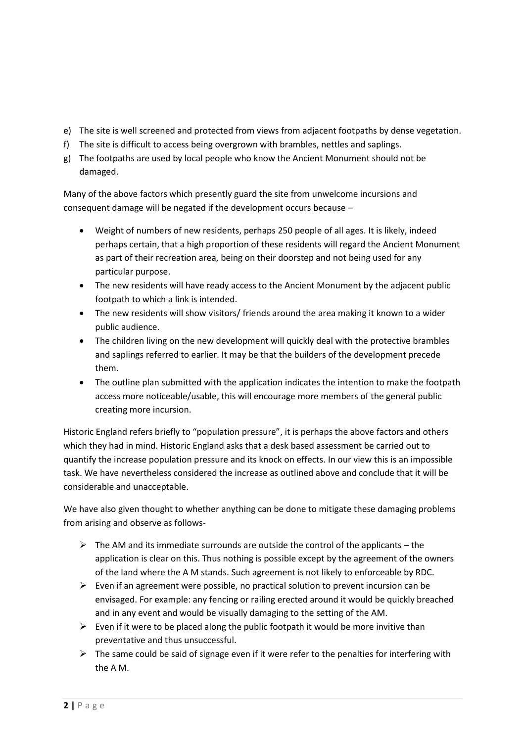e) The site is well screened and protected from views from adjacent footpaths by dense vegetation.
f) The site is difficult to access being overgrown with brambles, nettles and saplings.
g) The footpaths are used by local people who know the Ancient Monument should not be damaged.

Many of the above factors which presently guard the site from unwelcome incursions and consequent damage will be negated if the development occurs because –

- Weight of numbers of new residents, perhaps 250 people of all ages. It is likely, indeed perhaps certain, that a high proportion of these residents will regard the Ancient Monument as part of their recreation area, being on their doorstep and not being used for any particular purpose.
- The new residents will have ready access to the Ancient Monument by the adjacent public footpath to which a link is intended.
- The new residents will show visitors/ friends around the area making it known to a wider public audience.
- The children living on the new development will quickly deal with the protective brambles and saplings referred to earlier. It may be that the builders of the development precede them.
- The outline plan submitted with the application indicates the intention to make the footpath access more noticeable/usable, this will encourage more members of the general public creating more incursion.

Historic England refers briefly to "population pressure", it is perhaps the above factors and others which they had in mind. Historic England asks that a desk based assessment be carried out to quantify the increase population pressure and its knock on effects. In our view this is an impossible task. We have nevertheless considered the increase as outlined above and conclude that it will be considerable and unacceptable.

We have also given thought to whether anything can be done to mitigate these damaging problems from arising and observe as follows-

- The AM and its immediate surrounds are outside the control of the applicants – the application is clear on this. Thus nothing is possible except by the agreement of the owners of the land where the A M stands. Such agreement is not likely to enforceable by RDC.
- Even if an agreement were possible, no practical solution to prevent incursion can be envisaged. For example: any fencing or railing erected around it would be quickly breached and in any event and would be visually damaging to the setting of the AM.
- Even if it were to be placed along the public footpath it would be more invitive than preventative and thus unsuccessful.
- The same could be said of signage even if it were refer to the penalties for interfering with the A M.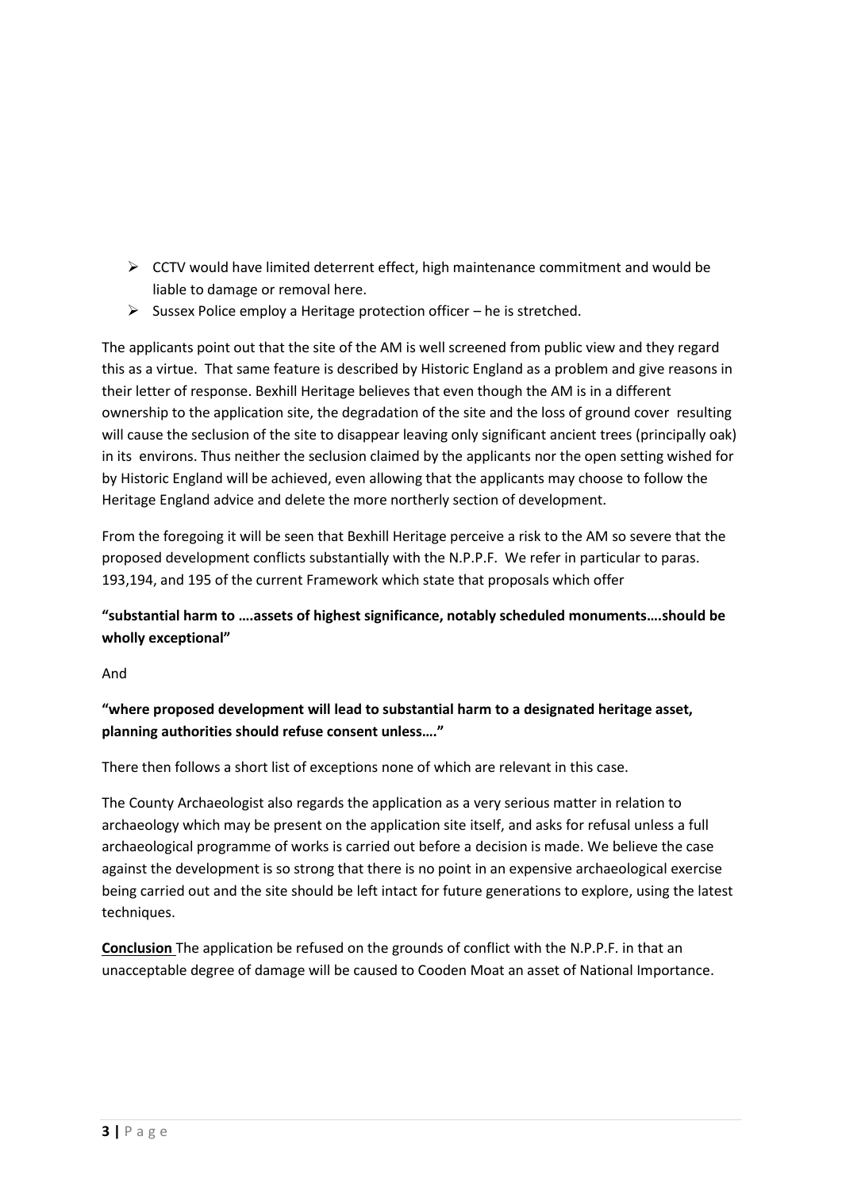- CCTV would have limited deterrent effect, high maintenance commitment and would be liable to damage or removal here.
- Sussex Police employ a Heritage protection officer – he is stretched.

The applicants point out that the site of the AM is well screened from public view and they regard this as a virtue. That same feature is described by Historic England as a problem and give reasons in their letter of response. Bexhill Heritage believes that even though the AM is in a different ownership to the application site, the degradation of the site and the loss of ground cover resulting will cause the seclusion of the site to disappear leaving only significant ancient trees (principally oak) in its environs. Thus neither the seclusion claimed by the applicants nor the open setting wished for by Historic England will be achieved, even allowing that the applicants may choose to follow the Heritage England advice and delete the more northerly section of development.

From the foregoing it will be seen that Bexhill Heritage perceive a risk to the AM so severe that the proposed development conflicts substantially with the N.P.P.F. We refer in particular to paras. 193,194, and 195 of the current Framework which state that proposals which offer

**"substantial harm to ….assets of highest significance, notably scheduled monuments….should be wholly exceptional"**

And

**"where proposed development will lead to substantial harm to a designated heritage asset, planning authorities should refuse consent unless…."**

There then follows a short list of exceptions none of which are relevant in this case.

The County Archaeologist also regards the application as a very serious matter in relation to archaeology which may be present on the application site itself, and asks for refusal unless a full archaeological programme of works is carried out before a decision is made. We believe the case against the development is so strong that there is no point in an expensive archaeological exercise being carried out and the site should be left intact for future generations to explore, using the latest techniques.

**Conclusion** The application be refused on the grounds of conflict with the N.P.P.F. in that an unacceptable degree of damage will be caused to Cooden Moat an asset of National Importance.